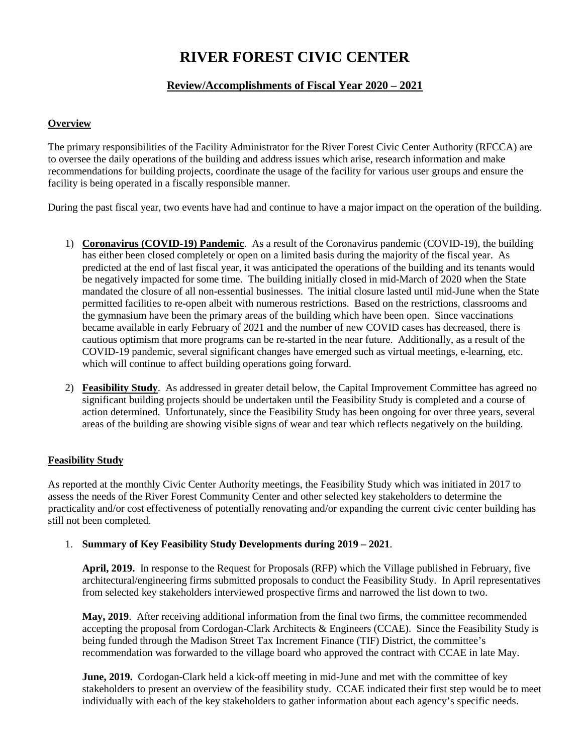# RIVER FOREST CIVIC CENTER

## Review/Accomplishments of Fiscal Year 2020 – 2021

### Overview

The primary responsibilities of the Facility Administrator for the River Forest Civic Center Authority (RFCCA) are to oversee the daily operations of the building and address issues which arise, research information and make recommendations for building projects, coordinate the usage of the facility for various user groups and ensure the facility is being operated in a fiscally responsible manner.

During the past fiscal year, two events have had and continue to have a major impact on the operation of the building.

1) **Coronavirus (COVID-19) Pandemic**. As a result of the Coronavirus pandemic (COVID-19), the building has either been closed completely or open on a limited basis during the majority of the fiscal year. As predicted at the end of last fiscal year, it was anticipated the operations of the building and its tenants would be negatively impacted for some time. The building initially closed in mid-March of 2020 when the State mandated the closure of all non-essential businesses. The initial closure lasted until mid-June when the State permitted facilities to re-open albeit with numerous restrictions. Based on the restrictions, classrooms and the gymnasium have been the primary areas of the building which have been open. Since vaccinations became available in early February of 2021 and the number of new COVID cases has decreased, there is cautious optimism that more programs can be re-started in the near future. Additionally, as a result of the COVID-19 pandemic, several significant changes have emerged such as virtual meetings, e-learning, etc. which will continue to affect building operations going forward.

2) **Feasibility Study**. As addressed in greater detail below, the Capital Improvement Committee has agreed no significant building projects should be undertaken until the Feasibility Study is completed and a course of action determined. Unfortunately, since the Feasibility Study has been ongoing for over three years, several areas of the building are showing visible signs of wear and tear which reflects negatively on the building.

### Feasibility Study

As reported at the monthly Civic Center Authority meetings, the Feasibility Study which was initiated in 2017 to assess the needs of the River Forest Community Center and other selected key stakeholders to determine the practicality and/or cost effectiveness of potentially renovating and/or expanding the current civic center building has still not been completed.

1. **Summary of Key Feasibility Study Developments during 2019 – 2021**.

   **April, 2019.** In response to the Request for Proposals (RFP) which the Village published in February, five architectural/engineering firms submitted proposals to conduct the Feasibility Study. In April representatives from selected key stakeholders interviewed prospective firms and narrowed the list down to two.

   **May, 2019**. After receiving additional information from the final two firms, the committee recommended accepting the proposal from Cordogan-Clark Architects & Engineers (CCAE). Since the Feasibility Study is being funded through the Madison Street Tax Increment Finance (TIF) District, the committee's recommendation was forwarded to the village board who approved the contract with CCAE in late May.

   **June, 2019.** Cordogan-Clark held a kick-off meeting in mid-June and met with the committee of key stakeholders to present an overview of the feasibility study. CCAE indicated their first step would be to meet individually with each of the key stakeholders to gather information about each agency's specific needs.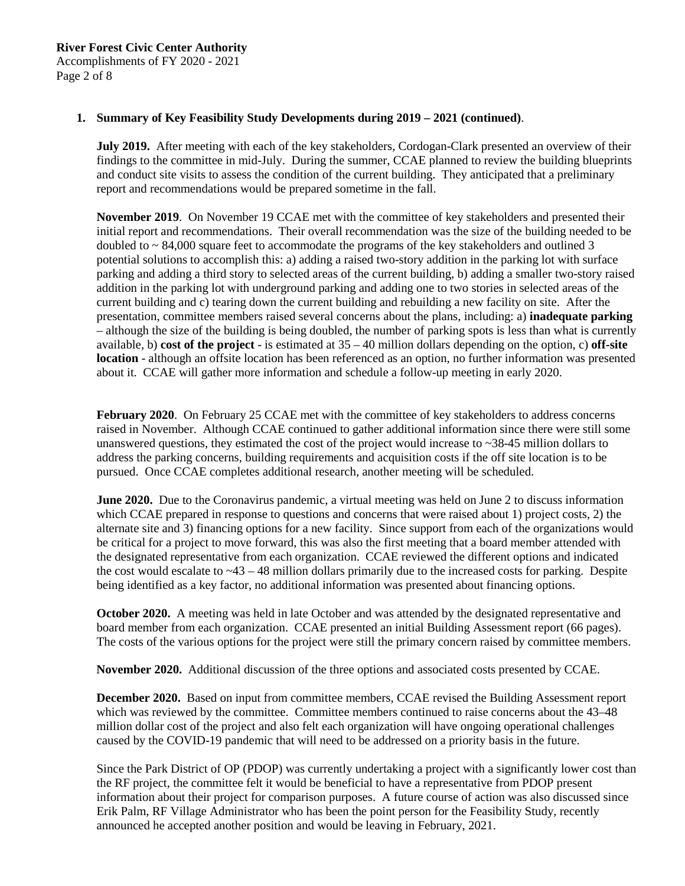**1. Summary of Key Feasibility Study Developments during 2019 – 2021 (continued)**.

**July 2019.** After meeting with each of the key stakeholders, Cordogan-Clark presented an overview of their findings to the committee in mid-July. During the summer, CCAE planned to review the building blueprints and conduct site visits to assess the condition of the current building. They anticipated that a preliminary report and recommendations would be prepared sometime in the fall.

**November 2019**. On November 19 CCAE met with the committee of key stakeholders and presented their initial report and recommendations. Their overall recommendation was the size of the building needed to be doubled to ~ 84,000 square feet to accommodate the programs of the key stakeholders and outlined 3 potential solutions to accomplish this: a) adding a raised two-story addition in the parking lot with surface parking and adding a third story to selected areas of the current building, b) adding a smaller two-story raised addition in the parking lot with underground parking and adding one to two stories in selected areas of the current building and c) tearing down the current building and rebuilding a new facility on site. After the presentation, committee members raised several concerns about the plans, including: a) **inadequate parking** – although the size of the building is being doubled, the number of parking spots is less than what is currently available, b) **cost of the project** - is estimated at 35 – 40 million dollars depending on the option, c) **off-site location** - although an offsite location has been referenced as an option, no further information was presented about it. CCAE will gather more information and schedule a follow-up meeting in early 2020.

**February 2020**. On February 25 CCAE met with the committee of key stakeholders to address concerns raised in November. Although CCAE continued to gather additional information since there were still some unanswered questions, they estimated the cost of the project would increase to ~38-45 million dollars to address the parking concerns, building requirements and acquisition costs if the off site location is to be pursued. Once CCAE completes additional research, another meeting will be scheduled.

**June 2020.** Due to the Coronavirus pandemic, a virtual meeting was held on June 2 to discuss information which CCAE prepared in response to questions and concerns that were raised about 1) project costs, 2) the alternate site and 3) financing options for a new facility. Since support from each of the organizations would be critical for a project to move forward, this was also the first meeting that a board member attended with the designated representative from each organization. CCAE reviewed the different options and indicated the cost would escalate to ~43 – 48 million dollars primarily due to the increased costs for parking. Despite being identified as a key factor, no additional information was presented about financing options.

**October 2020.** A meeting was held in late October and was attended by the designated representative and board member from each organization. CCAE presented an initial Building Assessment report (66 pages). The costs of the various options for the project were still the primary concern raised by committee members.

**November 2020.** Additional discussion of the three options and associated costs presented by CCAE.

**December 2020.** Based on input from committee members, CCAE revised the Building Assessment report which was reviewed by the committee. Committee members continued to raise concerns about the 43–48 million dollar cost of the project and also felt each organization will have ongoing operational challenges caused by the COVID-19 pandemic that will need to be addressed on a priority basis in the future.

Since the Park District of OP (PDOP) was currently undertaking a project with a significantly lower cost than the RF project, the committee felt it would be beneficial to have a representative from PDOP present information about their project for comparison purposes. A future course of action was also discussed since Erik Palm, RF Village Administrator who has been the point person for the Feasibility Study, recently announced he accepted another position and would be leaving in February, 2021.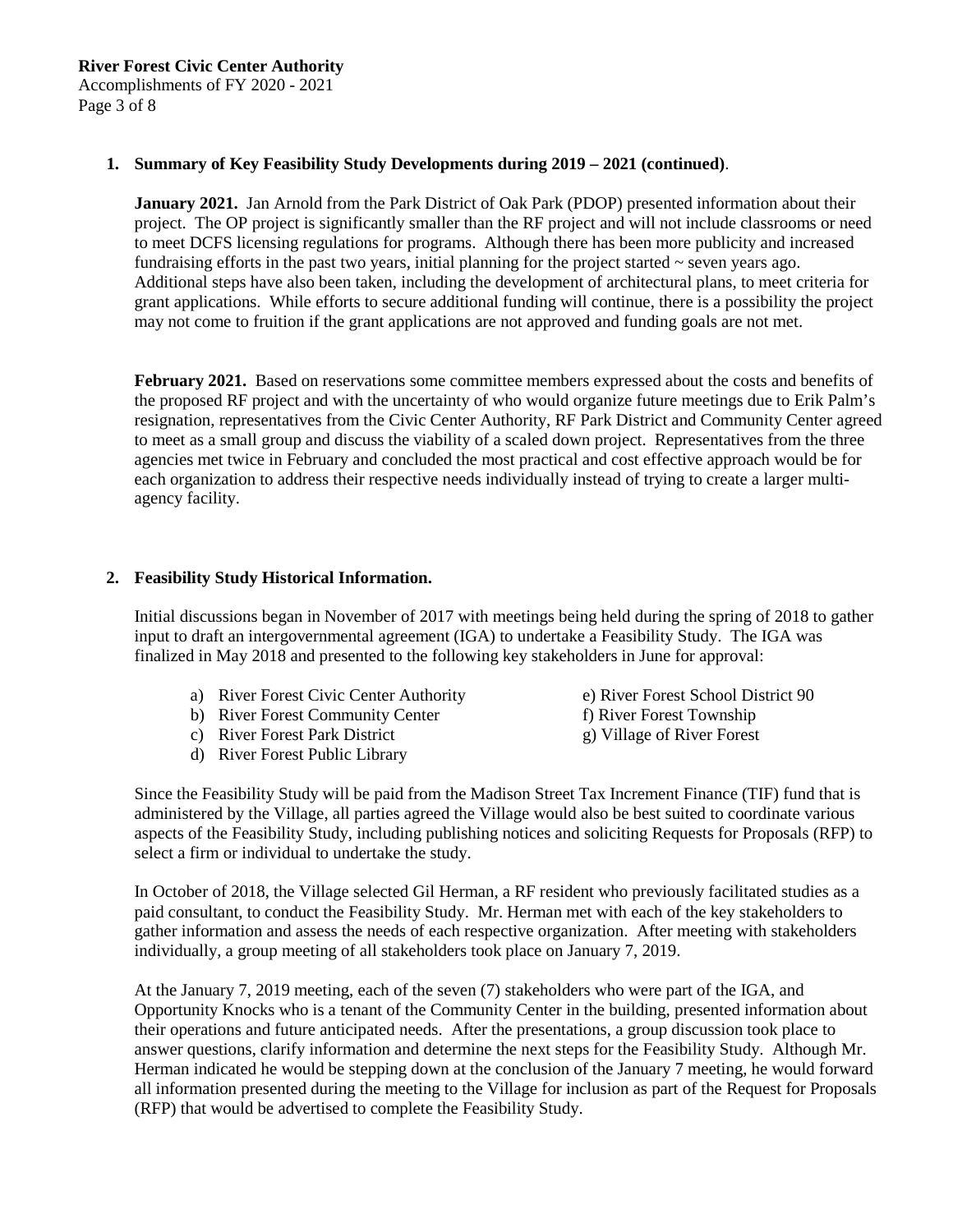**1. Summary of Key Feasibility Study Developments during 2019 – 2021 (continued)**.

**January 2021.** Jan Arnold from the Park District of Oak Park (PDOP) presented information about their project. The OP project is significantly smaller than the RF project and will not include classrooms or need to meet DCFS licensing regulations for programs. Although there has been more publicity and increased fundraising efforts in the past two years, initial planning for the project started ~ seven years ago. Additional steps have also been taken, including the development of architectural plans, to meet criteria for grant applications. While efforts to secure additional funding will continue, there is a possibility the project may not come to fruition if the grant applications are not approved and funding goals are not met.

**February 2021.** Based on reservations some committee members expressed about the costs and benefits of the proposed RF project and with the uncertainty of who would organize future meetings due to Erik Palm's resignation, representatives from the Civic Center Authority, RF Park District and Community Center agreed to meet as a small group and discuss the viability of a scaled down project. Representatives from the three agencies met twice in February and concluded the most practical and cost effective approach would be for each organization to address their respective needs individually instead of trying to create a larger multi-agency facility.

**2. Feasibility Study Historical Information.**

Initial discussions began in November of 2017 with meetings being held during the spring of 2018 to gather input to draft an intergovernmental agreement (IGA) to undertake a Feasibility Study. The IGA was finalized in May 2018 and presented to the following key stakeholders in June for approval:

a) River Forest Civic Center Authority
b) River Forest Community Center
c) River Forest Park District
d) River Forest Public Library
e) River Forest School District 90
f) River Forest Township
g) Village of River Forest

Since the Feasibility Study will be paid from the Madison Street Tax Increment Finance (TIF) fund that is administered by the Village, all parties agreed the Village would also be best suited to coordinate various aspects of the Feasibility Study, including publishing notices and soliciting Requests for Proposals (RFP) to select a firm or individual to undertake the study.

In October of 2018, the Village selected Gil Herman, a RF resident who previously facilitated studies as a paid consultant, to conduct the Feasibility Study. Mr. Herman met with each of the key stakeholders to gather information and assess the needs of each respective organization. After meeting with stakeholders individually, a group meeting of all stakeholders took place on January 7, 2019.

At the January 7, 2019 meeting, each of the seven (7) stakeholders who were part of the IGA, and Opportunity Knocks who is a tenant of the Community Center in the building, presented information about their operations and future anticipated needs. After the presentations, a group discussion took place to answer questions, clarify information and determine the next steps for the Feasibility Study. Although Mr. Herman indicated he would be stepping down at the conclusion of the January 7 meeting, he would forward all information presented during the meeting to the Village for inclusion as part of the Request for Proposals (RFP) that would be advertised to complete the Feasibility Study.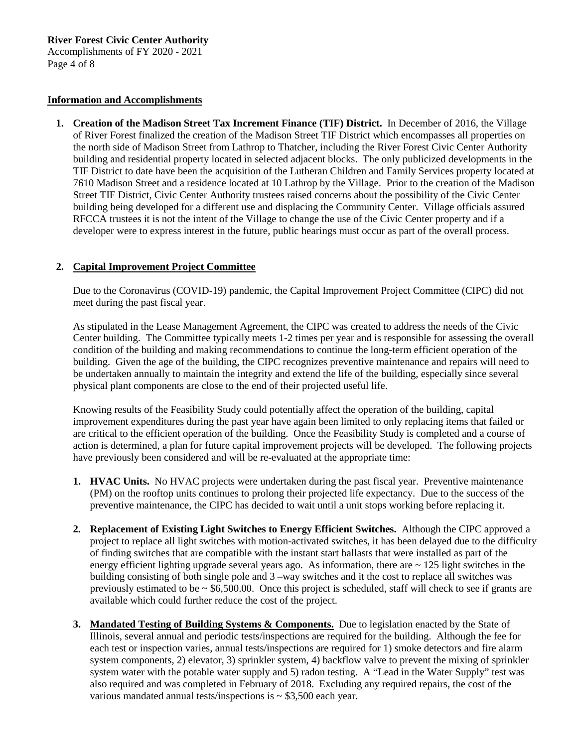## Information and Accomplishments

1. **Creation of the Madison Street Tax Increment Finance (TIF) District.** In December of 2016, the Village of River Forest finalized the creation of the Madison Street TIF District which encompasses all properties on the north side of Madison Street from Lathrop to Thatcher, including the River Forest Civic Center Authority building and residential property located in selected adjacent blocks. The only publicized developments in the TIF District to date have been the acquisition of the Lutheran Children and Family Services property located at 7610 Madison Street and a residence located at 10 Lathrop by the Village. Prior to the creation of the Madison Street TIF District, Civic Center Authority trustees raised concerns about the possibility of the Civic Center building being developed for a different use and displacing the Community Center. Village officials assured RFCCA trustees it is not the intent of the Village to change the use of the Civic Center property and if a developer were to express interest in the future, public hearings must occur as part of the overall process.

2. **Capital Improvement Project Committee**

   Due to the Coronavirus (COVID-19) pandemic, the Capital Improvement Project Committee (CIPC) did not meet during the past fiscal year.

   As stipulated in the Lease Management Agreement, the CIPC was created to address the needs of the Civic Center building. The Committee typically meets 1-2 times per year and is responsible for assessing the overall condition of the building and making recommendations to continue the long-term efficient operation of the building. Given the age of the building, the CIPC recognizes preventive maintenance and repairs will need to be undertaken annually to maintain the integrity and extend the life of the building, especially since several physical plant components are close to the end of their projected useful life.

   Knowing results of the Feasibility Study could potentially affect the operation of the building, capital improvement expenditures during the past year have again been limited to only replacing items that failed or are critical to the efficient operation of the building. Once the Feasibility Study is completed and a course of action is determined, a plan for future capital improvement projects will be developed. The following projects have previously been considered and will be re-evaluated at the appropriate time:

   1. **HVAC Units.** No HVAC projects were undertaken during the past fiscal year. Preventive maintenance (PM) on the rooftop units continues to prolong their projected life expectancy. Due to the success of the preventive maintenance, the CIPC has decided to wait until a unit stops working before replacing it.

   2. **Replacement of Existing Light Switches to Energy Efficient Switches.** Although the CIPC approved a project to replace all light switches with motion-activated switches, it has been delayed due to the difficulty of finding switches that are compatible with the instant start ballasts that were installed as part of the energy efficient lighting upgrade several years ago. As information, there are ~ 125 light switches in the building consisting of both single pole and 3 –way switches and it the cost to replace all switches was previously estimated to be ~ $6,500.00. Once this project is scheduled, staff will check to see if grants are available which could further reduce the cost of the project.

   3. **Mandated Testing of Building Systems & Components.** Due to legislation enacted by the State of Illinois, several annual and periodic tests/inspections are required for the building. Although the fee for each test or inspection varies, annual tests/inspections are required for 1) smoke detectors and fire alarm system components, 2) elevator, 3) sprinkler system, 4) backflow valve to prevent the mixing of sprinkler system water with the potable water supply and 5) radon testing. A "Lead in the Water Supply" test was also required and was completed in February of 2018. Excluding any required repairs, the cost of the various mandated annual tests/inspections is ~ $3,500 each year.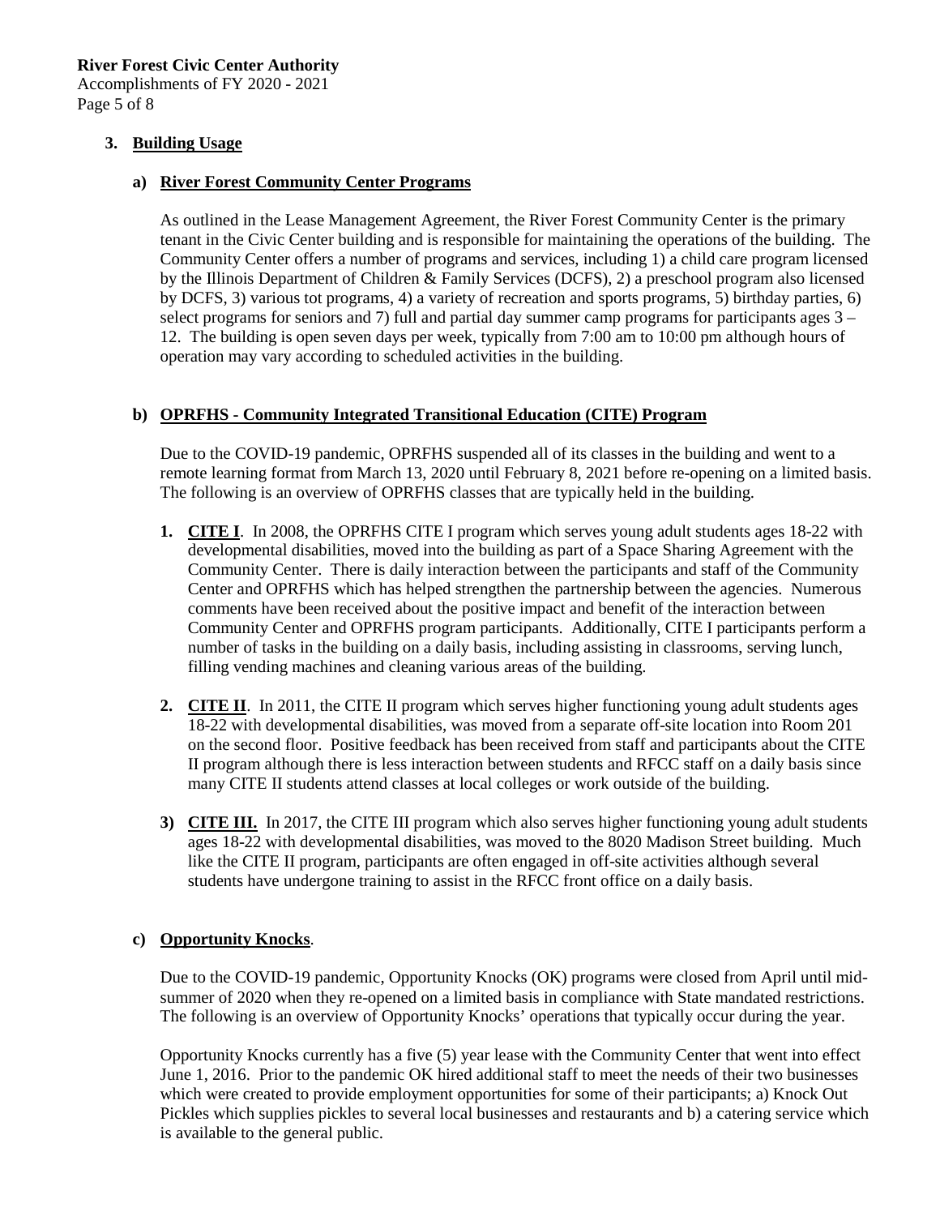## 3. Building Usage

### a) River Forest Community Center Programs

As outlined in the Lease Management Agreement, the River Forest Community Center is the primary tenant in the Civic Center building and is responsible for maintaining the operations of the building. The Community Center offers a number of programs and services, including 1) a child care program licensed by the Illinois Department of Children & Family Services (DCFS), 2) a preschool program also licensed by DCFS, 3) various tot programs, 4) a variety of recreation and sports programs, 5) birthday parties, 6) select programs for seniors and 7) full and partial day summer camp programs for participants ages 3 – 12. The building is open seven days per week, typically from 7:00 am to 10:00 pm although hours of operation may vary according to scheduled activities in the building.

### b) OPRFHS - Community Integrated Transitional Education (CITE) Program

Due to the COVID-19 pandemic, OPRFHS suspended all of its classes in the building and went to a remote learning format from March 13, 2020 until February 8, 2021 before re-opening on a limited basis. The following is an overview of OPRFHS classes that are typically held in the building.

1. **CITE I**. In 2008, the OPRFHS CITE I program which serves young adult students ages 18-22 with developmental disabilities, moved into the building as part of a Space Sharing Agreement with the Community Center. There is daily interaction between the participants and staff of the Community Center and OPRFHS which has helped strengthen the partnership between the agencies. Numerous comments have been received about the positive impact and benefit of the interaction between Community Center and OPRFHS program participants. Additionally, CITE I participants perform a number of tasks in the building on a daily basis, including assisting in classrooms, serving lunch, filling vending machines and cleaning various areas of the building.

2. **CITE II**. In 2011, the CITE II program which serves higher functioning young adult students ages 18-22 with developmental disabilities, was moved from a separate off-site location into Room 201 on the second floor. Positive feedback has been received from staff and participants about the CITE II program although there is less interaction between students and RFCC staff on a daily basis since many CITE II students attend classes at local colleges or work outside of the building.

3) **CITE III.** In 2017, the CITE III program which also serves higher functioning young adult students ages 18-22 with developmental disabilities, was moved to the 8020 Madison Street building. Much like the CITE II program, participants are often engaged in off-site activities although several students have undergone training to assist in the RFCC front office on a daily basis.

### c) Opportunity Knocks.

Due to the COVID-19 pandemic, Opportunity Knocks (OK) programs were closed from April until mid-summer of 2020 when they re-opened on a limited basis in compliance with State mandated restrictions. The following is an overview of Opportunity Knocks' operations that typically occur during the year.

Opportunity Knocks currently has a five (5) year lease with the Community Center that went into effect June 1, 2016. Prior to the pandemic OK hired additional staff to meet the needs of their two businesses which were created to provide employment opportunities for some of their participants; a) Knock Out Pickles which supplies pickles to several local businesses and restaurants and b) a catering service which is available to the general public.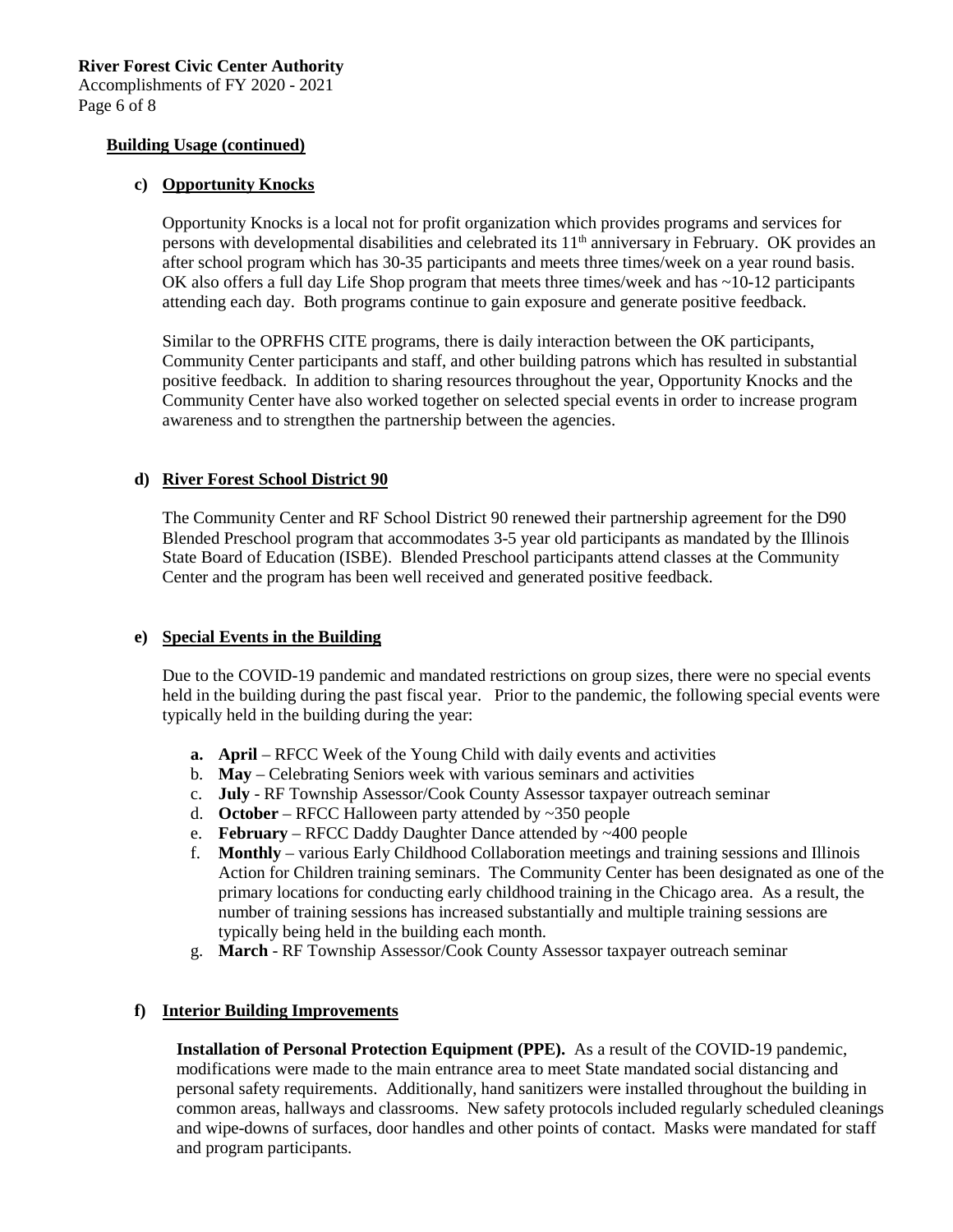**Building Usage (continued)**

**c) Opportunity Knocks**

Opportunity Knocks is a local not for profit organization which provides programs and services for persons with developmental disabilities and celebrated its 11th anniversary in February. OK provides an after school program which has 30-35 participants and meets three times/week on a year round basis. OK also offers a full day Life Shop program that meets three times/week and has ~10-12 participants attending each day. Both programs continue to gain exposure and generate positive feedback.

Similar to the OPRFHS CITE programs, there is daily interaction between the OK participants, Community Center participants and staff, and other building patrons which has resulted in substantial positive feedback. In addition to sharing resources throughout the year, Opportunity Knocks and the Community Center have also worked together on selected special events in order to increase program awareness and to strengthen the partnership between the agencies.

**d) River Forest School District 90**

The Community Center and RF School District 90 renewed their partnership agreement for the D90 Blended Preschool program that accommodates 3-5 year old participants as mandated by the Illinois State Board of Education (ISBE). Blended Preschool participants attend classes at the Community Center and the program has been well received and generated positive feedback.

**e) Special Events in the Building**

Due to the COVID-19 pandemic and mandated restrictions on group sizes, there were no special events held in the building during the past fiscal year. Prior to the pandemic, the following special events were typically held in the building during the year:

a. **April** – RFCC Week of the Young Child with daily events and activities
b. **May** – Celebrating Seniors week with various seminars and activities
c. **July** - RF Township Assessor/Cook County Assessor taxpayer outreach seminar
d. **October** – RFCC Halloween party attended by ~350 people
e. **February** – RFCC Daddy Daughter Dance attended by ~400 people
f. **Monthly** – various Early Childhood Collaboration meetings and training sessions and Illinois Action for Children training seminars. The Community Center has been designated as one of the primary locations for conducting early childhood training in the Chicago area. As a result, the number of training sessions has increased substantially and multiple training sessions are typically being held in the building each month.
g. **March** - RF Township Assessor/Cook County Assessor taxpayer outreach seminar

**f) Interior Building Improvements**

**Installation of Personal Protection Equipment (PPE).** As a result of the COVID-19 pandemic, modifications were made to the main entrance area to meet State mandated social distancing and personal safety requirements. Additionally, hand sanitizers were installed throughout the building in common areas, hallways and classrooms. New safety protocols included regularly scheduled cleanings and wipe-downs of surfaces, door handles and other points of contact. Masks were mandated for staff and program participants.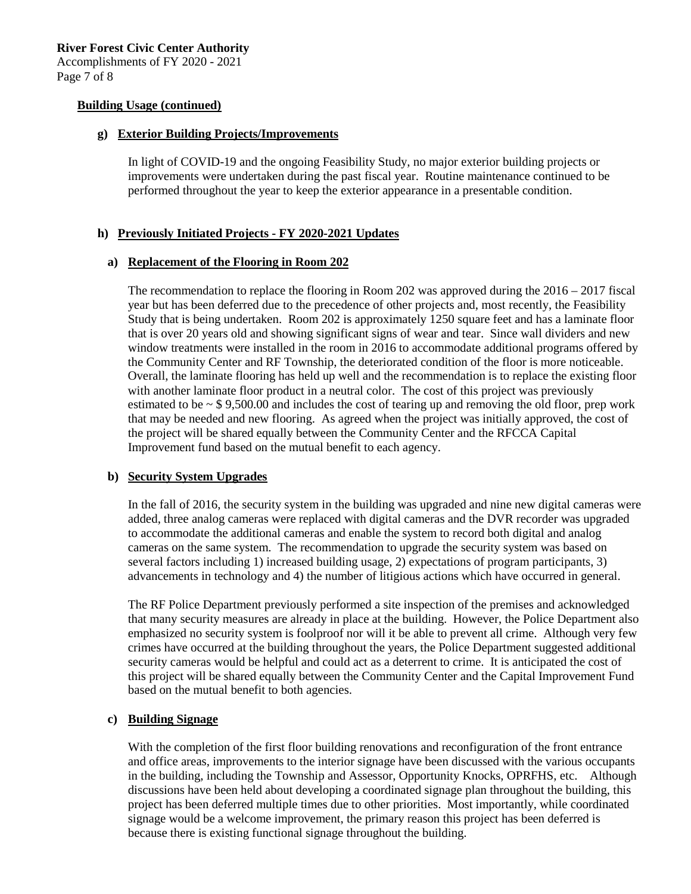**Building Usage (continued)**

**g) Exterior Building Projects/Improvements**

In light of COVID-19 and the ongoing Feasibility Study, no major exterior building projects or improvements were undertaken during the past fiscal year. Routine maintenance continued to be performed throughout the year to keep the exterior appearance in a presentable condition.

**h) Previously Initiated Projects - FY 2020-2021 Updates**

**a) Replacement of the Flooring in Room 202**

The recommendation to replace the flooring in Room 202 was approved during the 2016 – 2017 fiscal year but has been deferred due to the precedence of other projects and, most recently, the Feasibility Study that is being undertaken. Room 202 is approximately 1250 square feet and has a laminate floor that is over 20 years old and showing significant signs of wear and tear. Since wall dividers and new window treatments were installed in the room in 2016 to accommodate additional programs offered by the Community Center and RF Township, the deteriorated condition of the floor is more noticeable. Overall, the laminate flooring has held up well and the recommendation is to replace the existing floor with another laminate floor product in a neutral color. The cost of this project was previously estimated to be ~ $ 9,500.00 and includes the cost of tearing up and removing the old floor, prep work that may be needed and new flooring. As agreed when the project was initially approved, the cost of the project will be shared equally between the Community Center and the RFCCA Capital Improvement fund based on the mutual benefit to each agency.

**b) Security System Upgrades**

In the fall of 2016, the security system in the building was upgraded and nine new digital cameras were added, three analog cameras were replaced with digital cameras and the DVR recorder was upgraded to accommodate the additional cameras and enable the system to record both digital and analog cameras on the same system. The recommendation to upgrade the security system was based on several factors including 1) increased building usage, 2) expectations of program participants, 3) advancements in technology and 4) the number of litigious actions which have occurred in general.

The RF Police Department previously performed a site inspection of the premises and acknowledged that many security measures are already in place at the building. However, the Police Department also emphasized no security system is foolproof nor will it be able to prevent all crime. Although very few crimes have occurred at the building throughout the years, the Police Department suggested additional security cameras would be helpful and could act as a deterrent to crime. It is anticipated the cost of this project will be shared equally between the Community Center and the Capital Improvement Fund based on the mutual benefit to both agencies.

**c) Building Signage**

With the completion of the first floor building renovations and reconfiguration of the front entrance and office areas, improvements to the interior signage have been discussed with the various occupants in the building, including the Township and Assessor, Opportunity Knocks, OPRFHS, etc. Although discussions have been held about developing a coordinated signage plan throughout the building, this project has been deferred multiple times due to other priorities. Most importantly, while coordinated signage would be a welcome improvement, the primary reason this project has been deferred is because there is existing functional signage throughout the building.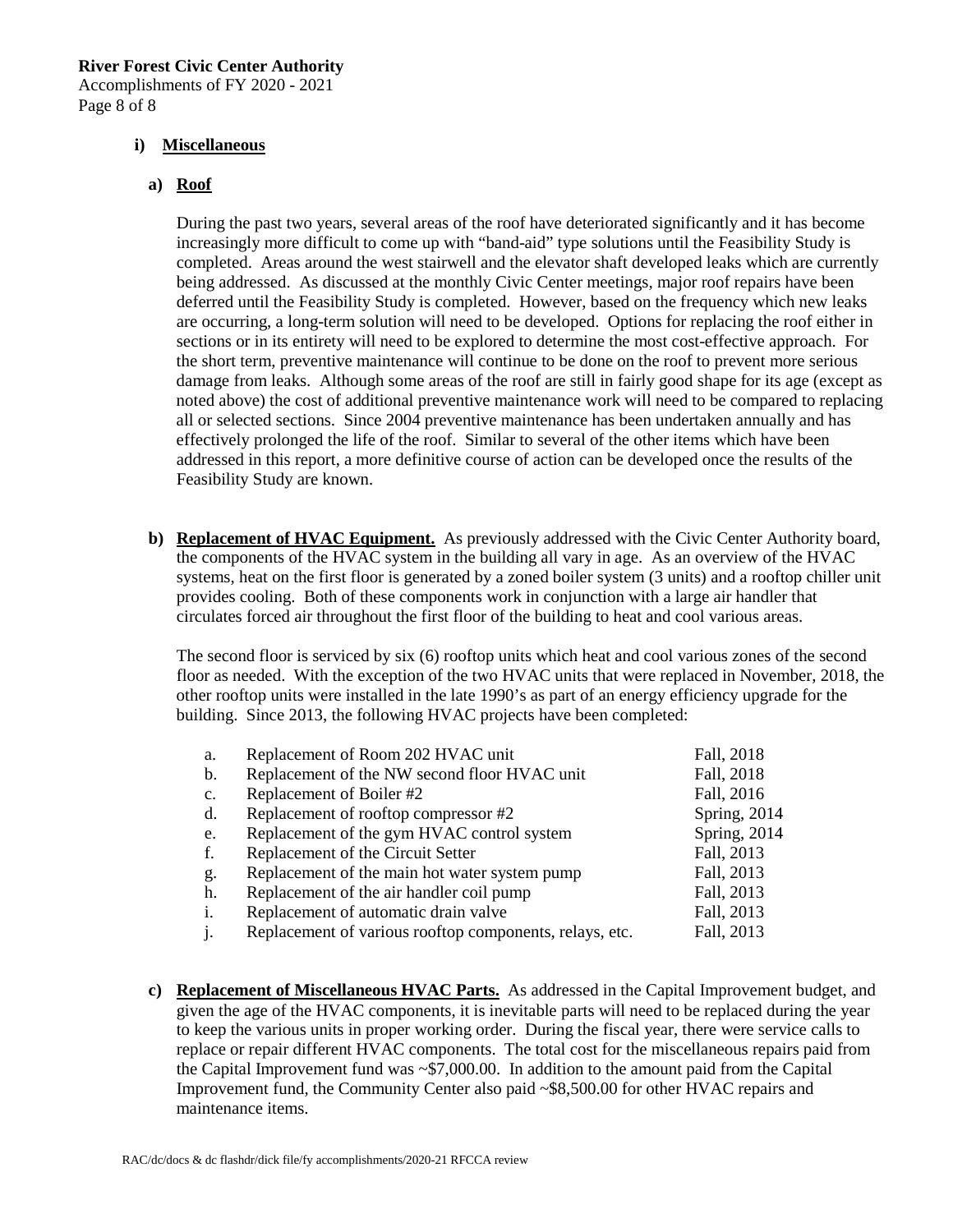## i) Miscellaneous

### a) Roof

During the past two years, several areas of the roof have deteriorated significantly and it has become increasingly more difficult to come up with "band-aid" type solutions until the Feasibility Study is completed. Areas around the west stairwell and the elevator shaft developed leaks which are currently being addressed. As discussed at the monthly Civic Center meetings, major roof repairs have been deferred until the Feasibility Study is completed. However, based on the frequency which new leaks are occurring, a long-term solution will need to be developed. Options for replacing the roof either in sections or in its entirety will need to be explored to determine the most cost-effective approach. For the short term, preventive maintenance will continue to be done on the roof to prevent more serious damage from leaks. Although some areas of the roof are still in fairly good shape for its age (except as noted above) the cost of additional preventive maintenance work will need to be compared to replacing all or selected sections. Since 2004 preventive maintenance has been undertaken annually and has effectively prolonged the life of the roof. Similar to several of the other items which have been addressed in this report, a more definitive course of action can be developed once the results of the Feasibility Study are known.

**b) Replacement of HVAC Equipment.** As previously addressed with the Civic Center Authority board, the components of the HVAC system in the building all vary in age. As an overview of the HVAC systems, heat on the first floor is generated by a zoned boiler system (3 units) and a rooftop chiller unit provides cooling. Both of these components work in conjunction with a large air handler that circulates forced air throughout the first floor of the building to heat and cool various areas.

The second floor is serviced by six (6) rooftop units which heat and cool various zones of the second floor as needed. With the exception of the two HVAC units that were replaced in November, 2018, the other rooftop units were installed in the late 1990's as part of an energy efficiency upgrade for the building. Since 2013, the following HVAC projects have been completed:

| | | |
|---|---|---|
| a. | Replacement of Room 202 HVAC unit | Fall, 2018 |
| b. | Replacement of the NW second floor HVAC unit | Fall, 2018 |
| c. | Replacement of Boiler #2 | Fall, 2016 |
| d. | Replacement of rooftop compressor #2 | Spring, 2014 |
| e. | Replacement of the gym HVAC control system | Spring, 2014 |
| f. | Replacement of the Circuit Setter | Fall, 2013 |
| g. | Replacement of the main hot water system pump | Fall, 2013 |
| h. | Replacement of the air handler coil pump | Fall, 2013 |
| i. | Replacement of automatic drain valve | Fall, 2013 |
| j. | Replacement of various rooftop components, relays, etc. | Fall, 2013 |

**c) Replacement of Miscellaneous HVAC Parts.** As addressed in the Capital Improvement budget, and given the age of the HVAC components, it is inevitable parts will need to be replaced during the year to keep the various units in proper working order. During the fiscal year, there were service calls to replace or repair different HVAC components. The total cost for the miscellaneous repairs paid from the Capital Improvement fund was ~$7,000.00. In addition to the amount paid from the Capital Improvement fund, the Community Center also paid ~$8,500.00 for other HVAC repairs and maintenance items.